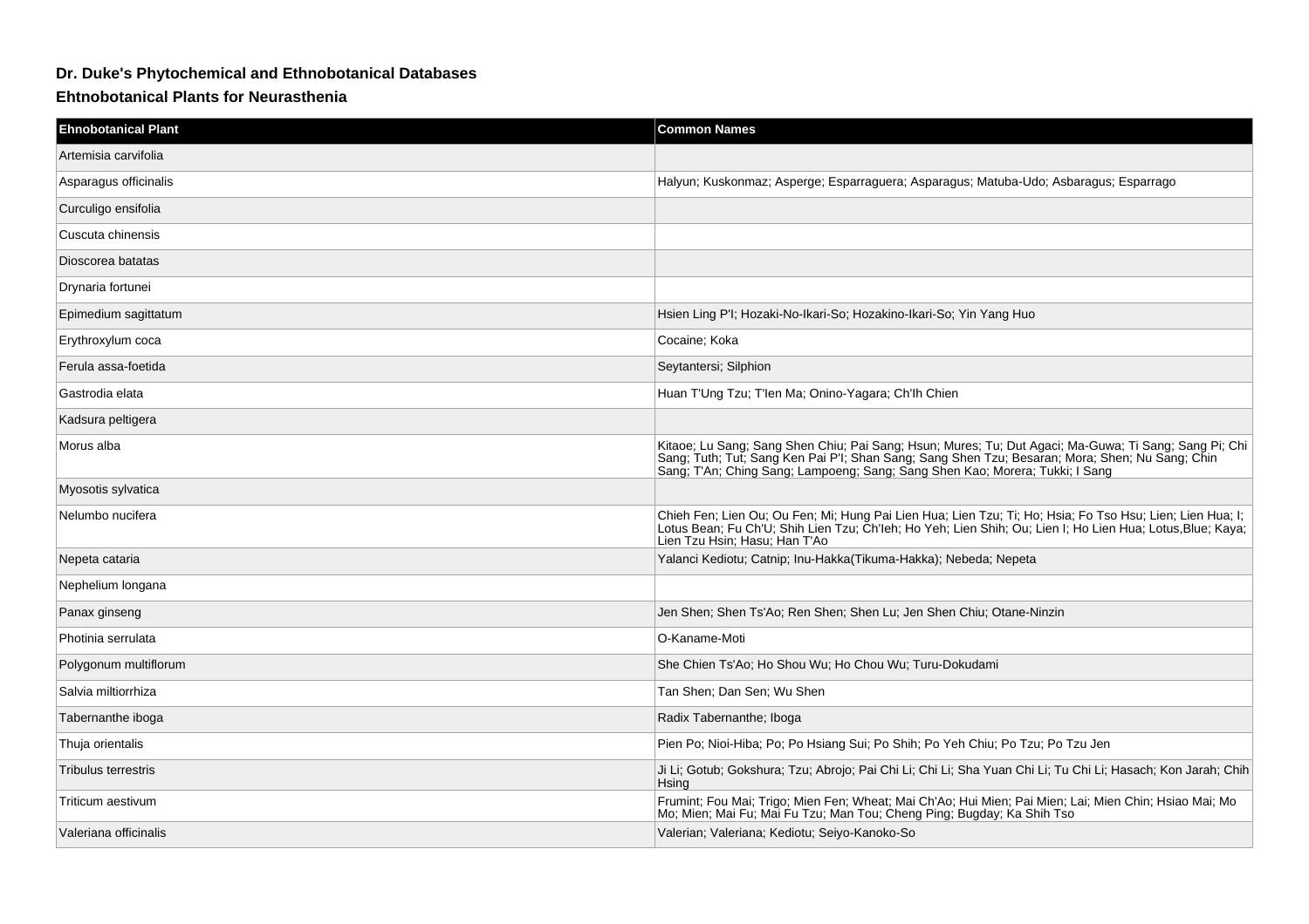### Dr. Duke's Phytochemical and Ethnobotanical Databases

### Ehtnobotanical Plants for Neurasthenia

| Ehnobotanical Plant | Common Names |
| --- | --- |
| Artemisia carvifolia | |
| Asparagus officinalis | Halyun; Kuskonmaz; Asperge; Esparraguera; Asparagus; Matuba-Udo; Asbaragus; Esparrago |
| Curculigo ensifolia | |
| Cuscuta chinensis | |
| Dioscorea batatas | |
| Drynaria fortunei | |
| Epimedium sagittatum | Hsien Ling P'I; Hozaki-No-Ikari-So; Hozakino-Ikari-So; Yin Yang Huo |
| Erythroxylum coca | Cocaine; Koka |
| Ferula assa-foetida | Seytantersi; Silphion |
| Gastrodia elata | Huan T'Ung Tzu; T'Ien Ma; Onino-Yagara; Ch'Ih Chien |
| Kadsura peltigera | |
| Morus alba | Kitaoe; Lu Sang; Sang Shen Chiu; Pai Sang; Hsun; Mures; Tu; Dut Agaci; Ma-Guwa; Ti Sang; Sang Pi; Chi Sang; Tuth; Tut; Sang Ken Pai P'I; Shan Sang; Sang Shen Tzu; Besaran; Mora; Shen; Nu Sang; Chin Sang; T'An; Ching Sang; Lampoeng; Sang; Sang Shen Kao; Morera; Tukki; I Sang |
| Myosotis sylvatica | |
| Nelumbo nucifera | Chieh Fen; Lien Ou; Ou Fen; Mi; Hung Pai Lien Hua; Lien Tzu; Ti; Ho; Hsia; Fo Tso Hsu; Lien; Lien Hua; I; Lotus Bean; Fu Ch'U; Shih Lien Tzu; Ch'Ieh; Ho Yeh; Lien Shih; Ou; Lien I; Ho Lien Hua; Lotus,Blue; Kaya; Lien Tzu Hsin; Hasu; Han T'Ao |
| Nepeta cataria | Yalanci Kediotu; Catnip; Inu-Hakka(Tikuma-Hakka); Nebeda; Nepeta |
| Nephelium longana | |
| Panax ginseng | Jen Shen; Shen Ts'Ao; Ren Shen; Shen Lu; Jen Shen Chiu; Otane-Ninzin |
| Photinia serrulata | O-Kaname-Moti |
| Polygonum multiflorum | She Chien Ts'Ao; Ho Shou Wu; Ho Chou Wu; Turu-Dokudami |
| Salvia miltiorrhiza | Tan Shen; Dan Sen; Wu Shen |
| Tabernanthe iboga | Radix Tabernanthe; Iboga |
| Thuja orientalis | Pien Po; Nioi-Hiba; Po; Po Hsiang Sui; Po Shih; Po Yeh Chiu; Po Tzu; Po Tzu Jen |
| Tribulus terrestris | Ji Li; Gotub; Gokshura; Tzu; Abrojo; Pai Chi Li; Chi Li; Sha Yuan Chi Li; Tu Chi Li; Hasach; Kon Jarah; Chih Hsing |
| Triticum aestivum | Frumint; Fou Mai; Trigo; Mien Fen; Wheat; Mai Ch'Ao; Hui Mien; Pai Mien; Lai; Mien Chin; Hsiao Mai; Mo Mo; Mien; Mai Fu; Mai Fu Tzu; Man Tou; Cheng Ping; Bugday; Ka Shih Tso |
| Valeriana officinalis | Valerian; Valeriana; Kediotu; Seiyo-Kanoko-So |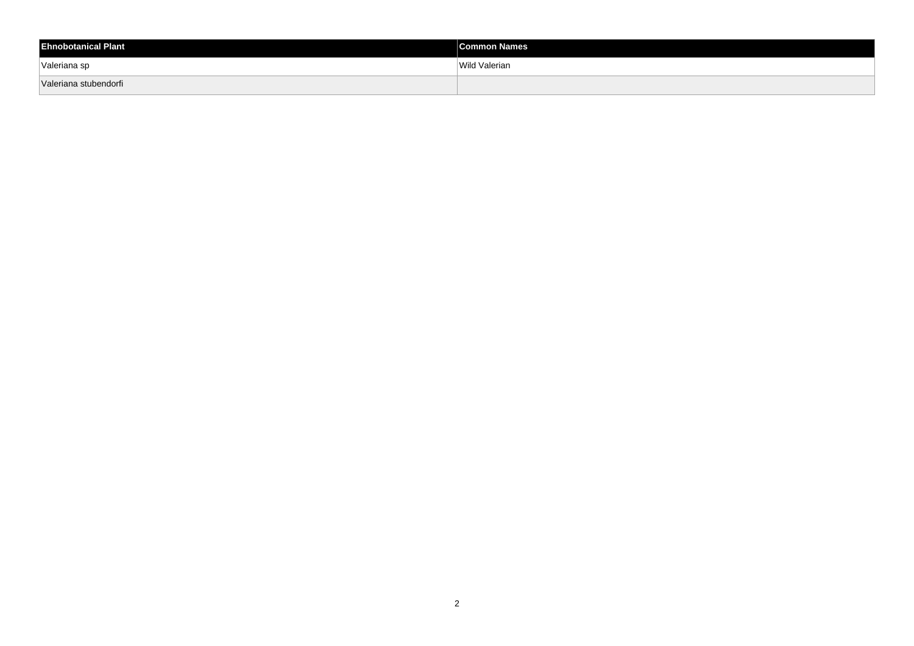| Ehnobotanical Plant | Common Names |
| --- | --- |
| Valeriana sp | Wild Valerian |
| Valeriana stubendorfi | |